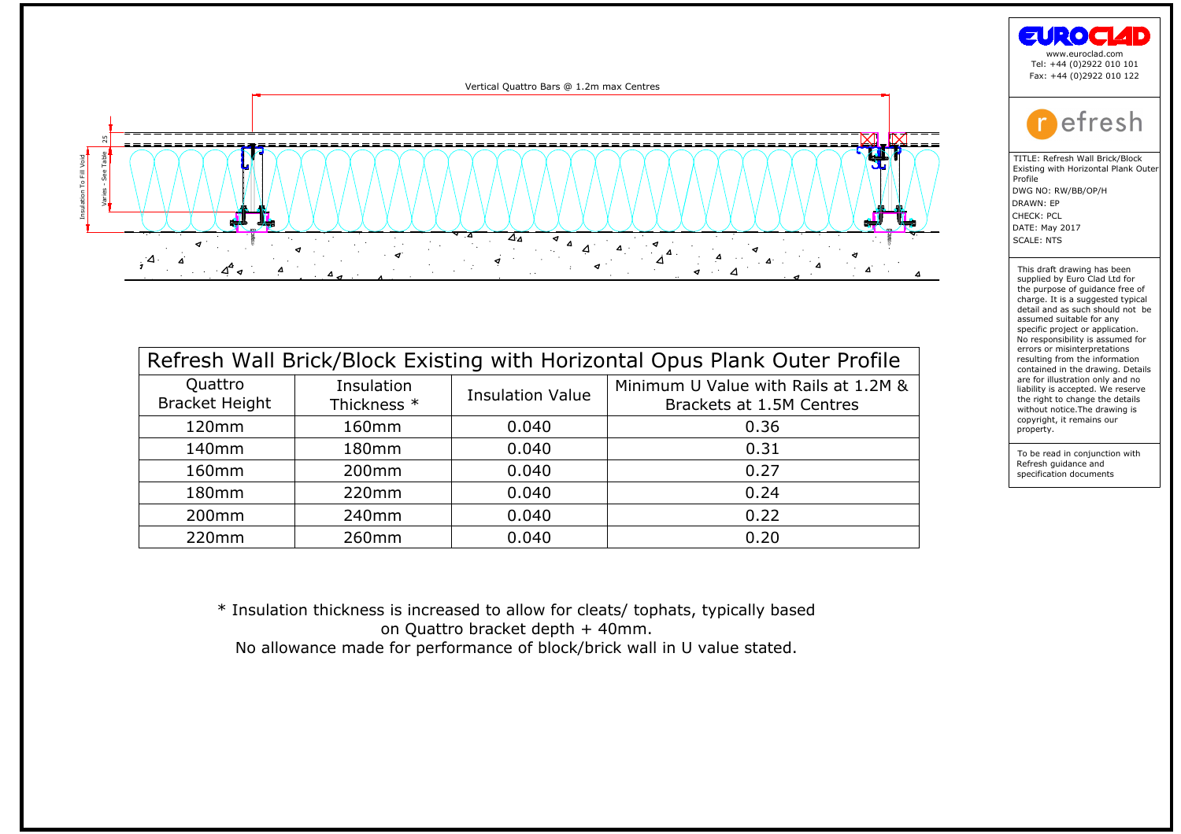Vertical Quattro Bars @ 1.2m max Centres

25

Varies - See Table

Insulation To Fill Void

EUROCLAD
www.euroclad.com
Tel: +44 (0)2922 010 101
Fax: +44 (0)2922 010 122

refresh

TITLE: Refresh Wall Brick/Block Existing with Horizontal Plank Outer Profile
DWG NO: RW/BB/OP/H
DRAWN: EP
CHECK: PCL
DATE: May 2017
SCALE: NTS

This draft drawing has been supplied by Euro Clad Ltd for the purpose of guidance free of charge. It is a suggested typical detail and as such should not be assumed suitable for any specific project or application. No responsibility is assumed for errors or misinterpretations resulting from the information contained in the drawing. Details are for illustration only and no liability is accepted. We reserve the right to change the details without notice.The drawing is copyright, it remains our property.

To be read in conjunction with Refresh guidance and specification documents

| Refresh Wall Brick/Block Existing with Horizontal Opus Plank Outer Profile | | | |
|---|---|---|---|
| Quattro Bracket Height | Insulation Thickness * | Insulation Value | Minimum U Value with Rails at 1.2M & Brackets at 1.5M Centres |
| 120mm | 160mm | 0.040 | 0.36 |
| 140mm | 180mm | 0.040 | 0.31 |
| 160mm | 200mm | 0.040 | 0.27 |
| 180mm | 220mm | 0.040 | 0.24 |
| 200mm | 240mm | 0.040 | 0.22 |
| 220mm | 260mm | 0.040 | 0.20 |

* Insulation thickness is increased to allow for cleats/ tophats, typically based on Quattro bracket depth + 40mm.
No allowance made for performance of block/brick wall in U value stated.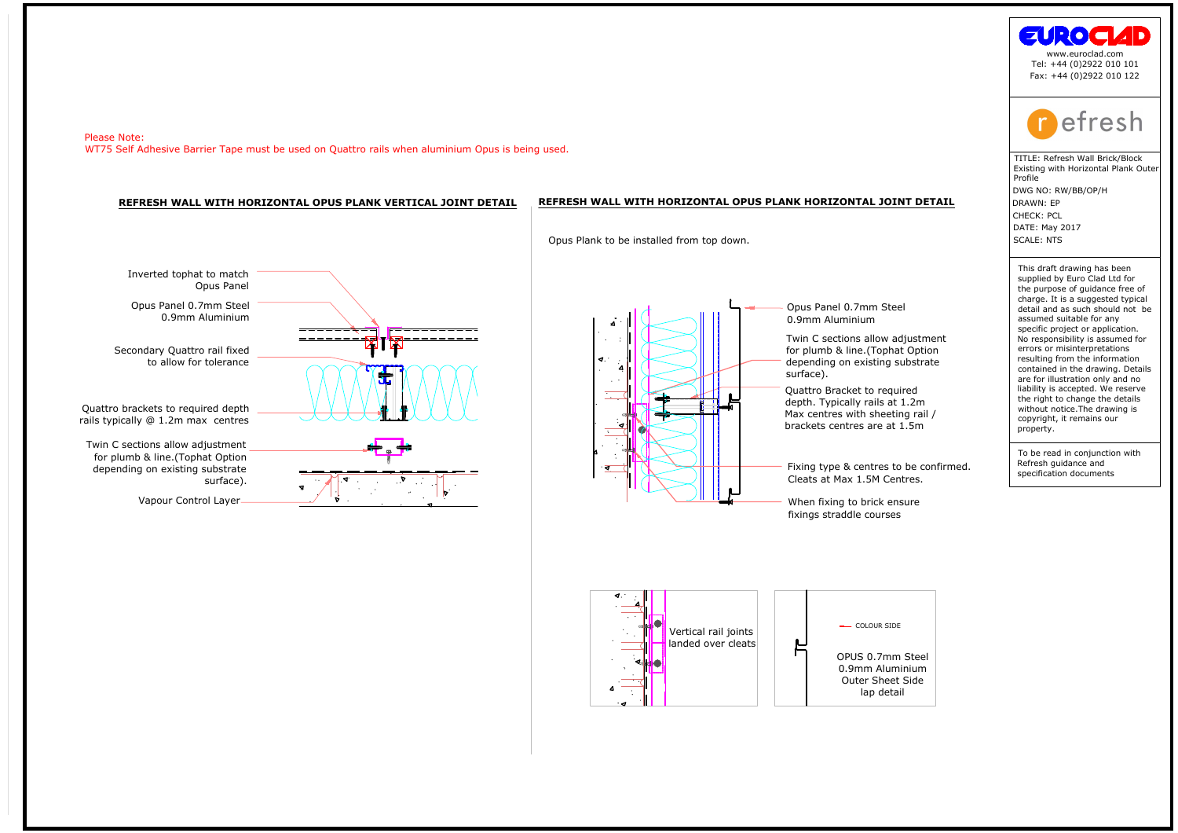Please Note:
WT75 Self Adhesive Barrier Tape must be used on Quattro rails when aluminium Opus is being used.

## REFRESH WALL WITH HORIZONTAL OPUS PLANK VERTICAL JOINT DETAIL

Inverted tophat to match Opus Panel

Opus Panel 0.7mm Steel
0.9mm Aluminium

Secondary Quattro rail fixed to allow for tolerance

Quattro brackets to required depth rails typically @ 1.2m max centres

Twin C sections allow adjustment for plumb & line.(Tophat Option depending on existing substrate surface).

Vapour Control Layer

## REFRESH WALL WITH HORIZONTAL OPUS PLANK HORIZONTAL JOINT DETAIL

Opus Plank to be installed from top down.

Opus Panel 0.7mm Steel
0.9mm Aluminium

Twin C sections allow adjustment for plumb & line.(Tophat Option depending on existing substrate surface).

Quattro Bracket to required depth. Typically rails at 1.2m Max centres with sheeting rail / brackets centres are at 1.5m

Fixing type & centres to be confirmed. Cleats at Max 1.5M Centres.

When fixing to brick ensure fixings straddle courses

Vertical rail joints landed over cleats

COLOUR SIDE

OPUS 0.7mm Steel
0.9mm Aluminium
Outer Sheet Side lap detail

EUROCLAD
www.euroclad.com
Tel: +44 (0)2922 010 101
Fax: +44 (0)2922 010 122

refresh

TITLE: Refresh Wall Brick/Block Existing with Horizontal Plank Outer Profile
DWG NO: RW/BB/OP/H
DRAWN: EP
CHECK: PCL
DATE: May 2017
SCALE: NTS

This draft drawing has been supplied by Euro Clad Ltd for the purpose of guidance free of charge. It is a suggested typical detail and as such should not be assumed suitable for any specific project or application. No responsibility is assumed for errors or misinterpretations resulting from the information contained in the drawing. Details are for illustration only and no liability is accepted. We reserve the right to change the details without notice.The drawing is copyright, it remains our property.

To be read in conjunction with Refresh guidance and specification documents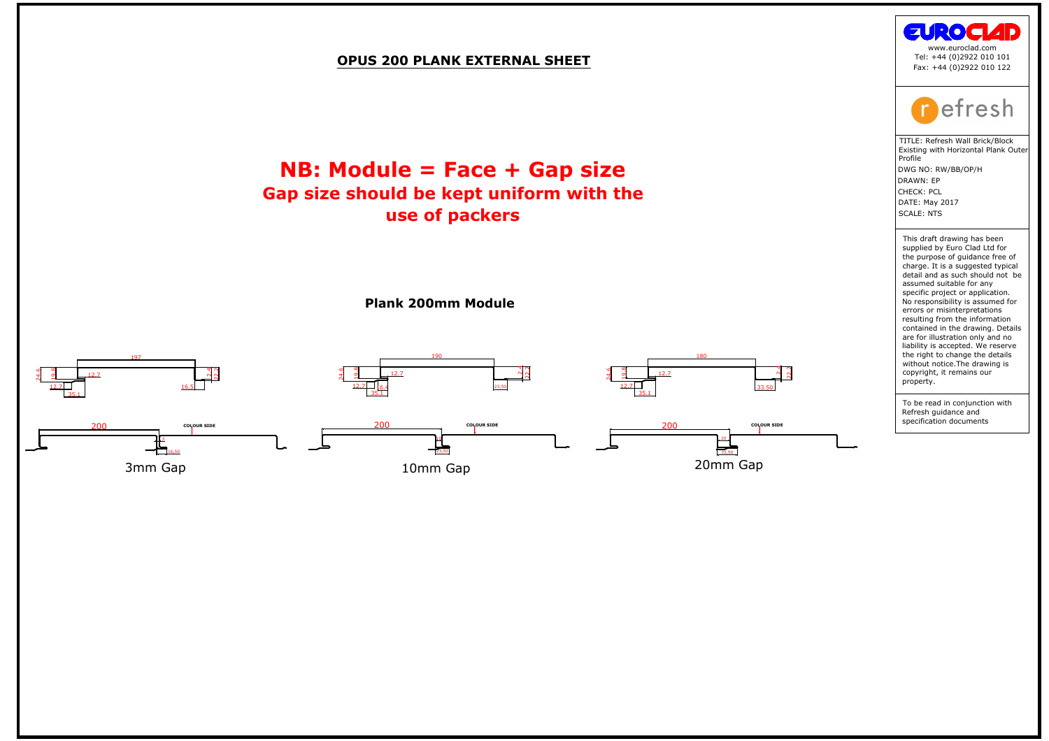## OPUS 200 PLANK EXTERNAL SHEET

**NB: Module = Face + Gap size**
**Gap size should be kept uniform with the use of packers**

**Plank 200mm Module**

197 | 24.6 | 19.8 | 12.7 | 12.7 | 35.1 | 16.5 | 2.4 | 12.7

190 | 24.6 | 19.8 | 12.7 | 12.7 | 16.4 | 35.1 | 23.50 | 2.4 | 12.7

180 | 24.6 | 19.8 | 12.7 | 12.7 | 35.1 | 33.50 | 2.4 | 12.7

200 | COLOUR SIDE | 3 | 16.50

3mm Gap

200 | COLOUR SIDE | 10 | 23.50

10mm Gap

200 | COLOUR SIDE | 20 | 33.50

20mm Gap

EUROCLAD
www.euroclad.com
Tel: +44 (0)2922 010 101
Fax: +44 (0)2922 010 122

refresh

TITLE: Refresh Wall Brick/Block Existing with Horizontal Plank Outer Profile
DWG NO: RW/BB/OP/H
DRAWN: EP
CHECK: PCL
DATE: May 2017
SCALE: NTS

This draft drawing has been supplied by Euro Clad Ltd for the purpose of guidance free of charge. It is a suggested typical detail and as such should not be assumed suitable for any specific project or application. No responsibility is assumed for errors or misinterpretations resulting from the information contained in the drawing. Details are for illustration only and no liability is accepted. We reserve the right to change the details without notice.The drawing is copyright, it remains our property.

To be read in conjunction with Refresh guidance and specification documents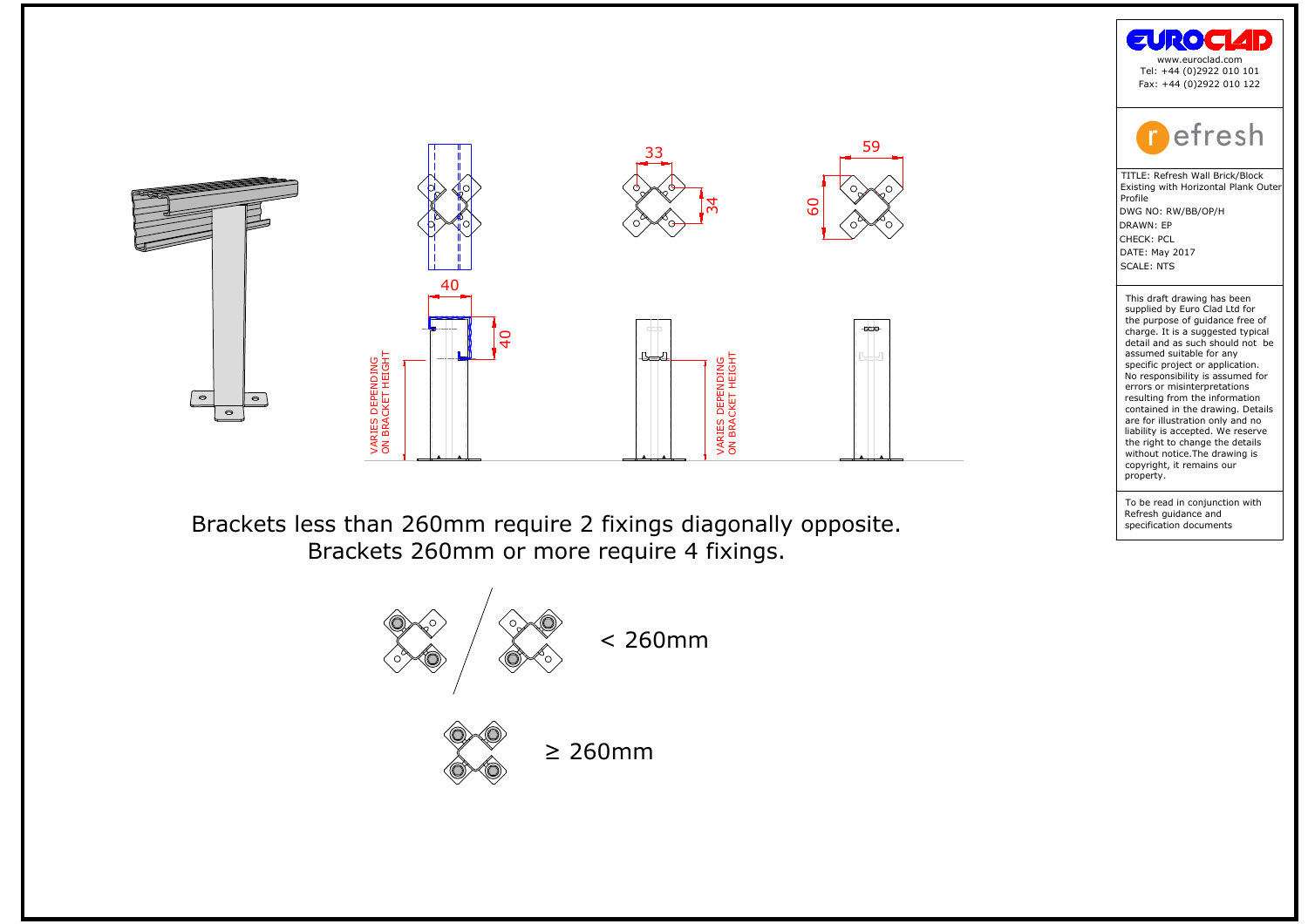40

40

33

34

59

60

VARIES DEPENDING ON BRACKET HEIGHT

VARIES DEPENDING ON BRACKET HEIGHT

Brackets less than 260mm require 2 fixings diagonally opposite.
Brackets 260mm or more require 4 fixings.

< 260mm

≥ 260mm

EUROCLAD
www.euroclad.com
Tel: +44 (0)2922 010 101
Fax: +44 (0)2922 010 122

refresh

TITLE: Refresh Wall Brick/Block Existing with Horizontal Plank Outer Profile
DWG NO: RW/BB/OP/H
DRAWN: EP
CHECK: PCL
DATE: May 2017
SCALE: NTS

This draft drawing has been supplied by Euro Clad Ltd for the purpose of guidance free of charge. It is a suggested typical detail and as such should not be assumed suitable for any specific project or application. No responsibility is assumed for errors or misinterpretations resulting from the information contained in the drawing. Details are for illustration only and no liability is accepted. We reserve the right to change the details without notice.The drawing is copyright, it remains our property.

To be read in conjunction with Refresh guidance and specification documents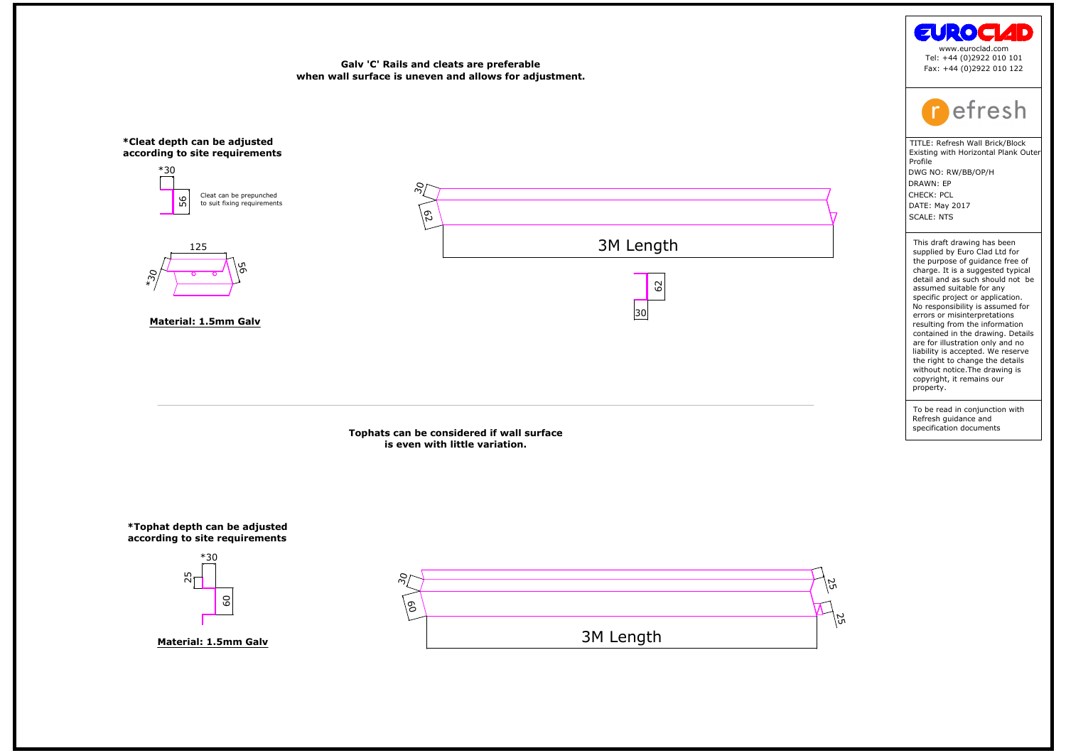**Galv 'C' Rails and cleats are preferable when wall surface is uneven and allows for adjustment.**

**\*Cleat depth can be adjusted according to site requirements**

*30

56

Cleat can be prepunched to suit fixing requirements

125

*30

56

**Material: 1.5mm Galv**

30

62

3M Length

62

30

**Tophats can be considered if wall surface is even with little variation.**

**\*Tophat depth can be adjusted according to site requirements**

*30

25

60

**Material: 1.5mm Galv**

30

60

25

25

3M Length

www.euroclad.com
Tel: +44 (0)2922 010 101
Fax: +44 (0)2922 010 122

TITLE: Refresh Wall Brick/Block Existing with Horizontal Plank Outer Profile
DWG NO: RW/BB/OP/H
DRAWN: EP
CHECK: PCL
DATE: May 2017
SCALE: NTS

This draft drawing has been supplied by Euro Clad Ltd for the purpose of guidance free of charge. It is a suggested typical detail and as such should not be assumed suitable for any specific project or application. No responsibility is assumed for errors or misinterpretations resulting from the information contained in the drawing. Details are for illustration only and no liability is accepted. We reserve the right to change the details without notice.The drawing is copyright, it remains our property.

To be read in conjunction with Refresh guidance and specification documents